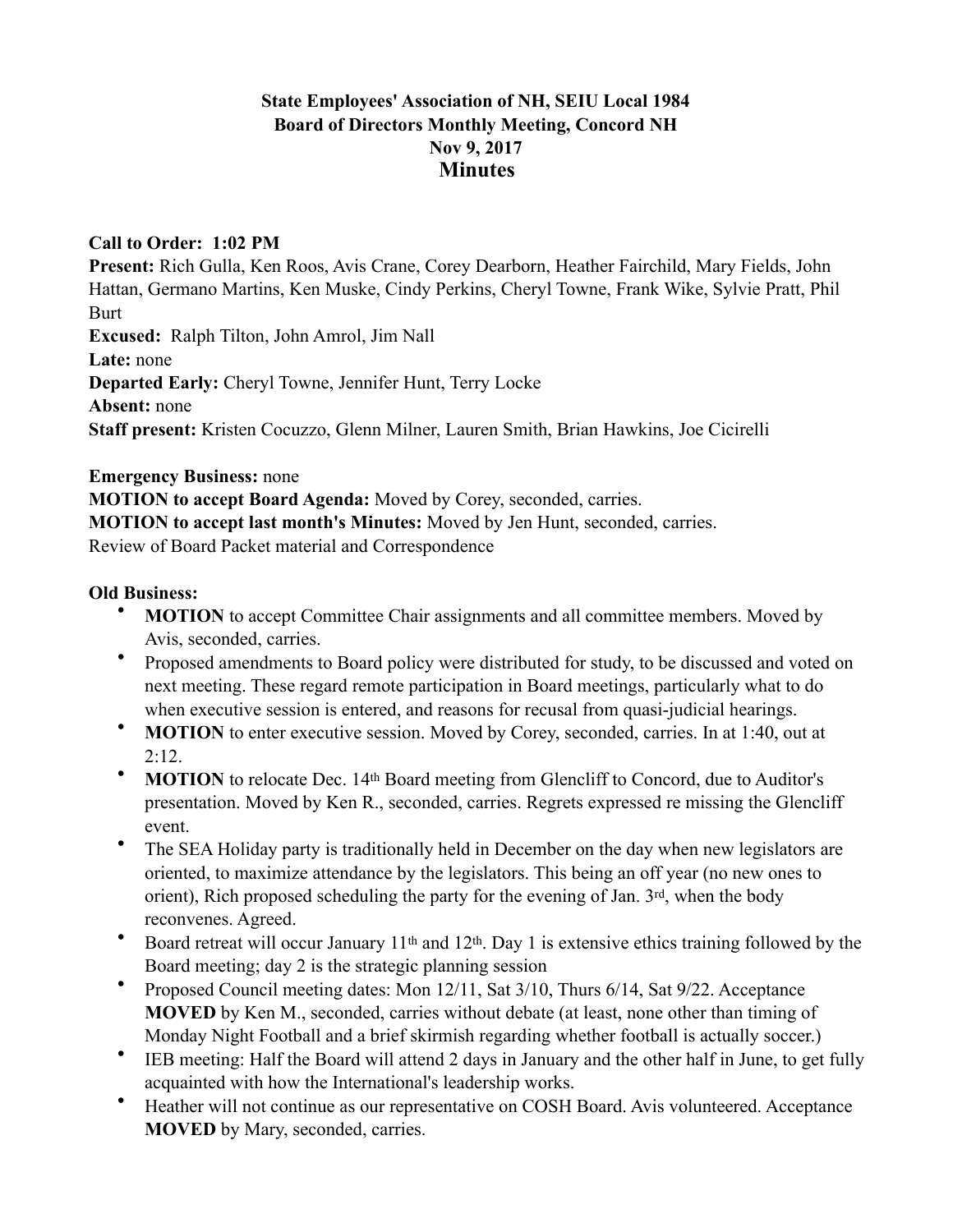**State Employees' Association of NH, SEIU Local 1984**
**Board of Directors Monthly Meeting, Concord NH**
**Nov 9, 2017**

# Minutes

**Call to Order: 1:02 PM**
**Present:** Rich Gulla, Ken Roos, Avis Crane, Corey Dearborn, Heather Fairchild, Mary Fields, John Hattan, Germano Martins, Ken Muske, Cindy Perkins, Cheryl Towne, Frank Wike, Sylvie Pratt, Phil Burt
**Excused:** Ralph Tilton, John Amrol, Jim Nall
**Late:** none
**Departed Early:** Cheryl Towne, Jennifer Hunt, Terry Locke
**Absent:** none
**Staff present:** Kristen Cocuzzo, Glenn Milner, Lauren Smith, Brian Hawkins, Joe Cicirelli

**Emergency Business:** none
**MOTION to accept Board Agenda:** Moved by Corey, seconded, carries.
**MOTION to accept last month's Minutes:** Moved by Jen Hunt, seconded, carries.
Review of Board Packet material and Correspondence

**Old Business:**

- **MOTION** to accept Committee Chair assignments and all committee members. Moved by Avis, seconded, carries.
- Proposed amendments to Board policy were distributed for study, to be discussed and voted on next meeting. These regard remote participation in Board meetings, particularly what to do when executive session is entered, and reasons for recusal from quasi-judicial hearings.
- **MOTION** to enter executive session. Moved by Corey, seconded, carries. In at 1:40, out at 2:12.
- **MOTION** to relocate Dec. 14th Board meeting from Glencliff to Concord, due to Auditor's presentation. Moved by Ken R., seconded, carries. Regrets expressed re missing the Glencliff event.
- The SEA Holiday party is traditionally held in December on the day when new legislators are oriented, to maximize attendance by the legislators. This being an off year (no new ones to orient), Rich proposed scheduling the party for the evening of Jan. 3rd, when the body reconvenes. Agreed.
- Board retreat will occur January 11th and 12th. Day 1 is extensive ethics training followed by the Board meeting; day 2 is the strategic planning session
- Proposed Council meeting dates: Mon 12/11, Sat 3/10, Thurs 6/14, Sat 9/22. Acceptance **MOVED** by Ken M., seconded, carries without debate (at least, none other than timing of Monday Night Football and a brief skirmish regarding whether football is actually soccer.)
- IEB meeting: Half the Board will attend 2 days in January and the other half in June, to get fully acquainted with how the International's leadership works.
- Heather will not continue as our representative on COSH Board. Avis volunteered. Acceptance **MOVED** by Mary, seconded, carries.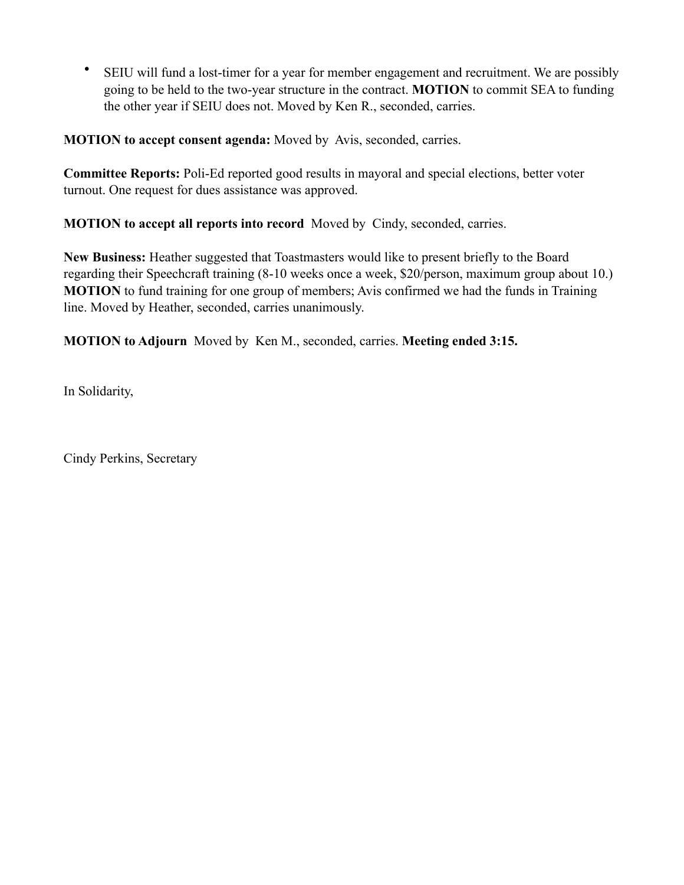- SEIU will fund a lost-timer for a year for member engagement and recruitment. We are possibly going to be held to the two-year structure in the contract. **MOTION** to commit SEA to funding the other year if SEIU does not. Moved by Ken R., seconded, carries.

**MOTION to accept consent agenda:** Moved by Avis, seconded, carries.

**Committee Reports:** Poli-Ed reported good results in mayoral and special elections, better voter turnout. One request for dues assistance was approved.

**MOTION to accept all reports into record** Moved by Cindy, seconded, carries.

**New Business:** Heather suggested that Toastmasters would like to present briefly to the Board regarding their Speechcraft training (8-10 weeks once a week, $20/person, maximum group about 10.) **MOTION** to fund training for one group of members; Avis confirmed we had the funds in Training line. Moved by Heather, seconded, carries unanimously.

**MOTION to Adjourn** Moved by Ken M., seconded, carries. **Meeting ended 3:15.**

In Solidarity,

Cindy Perkins, Secretary